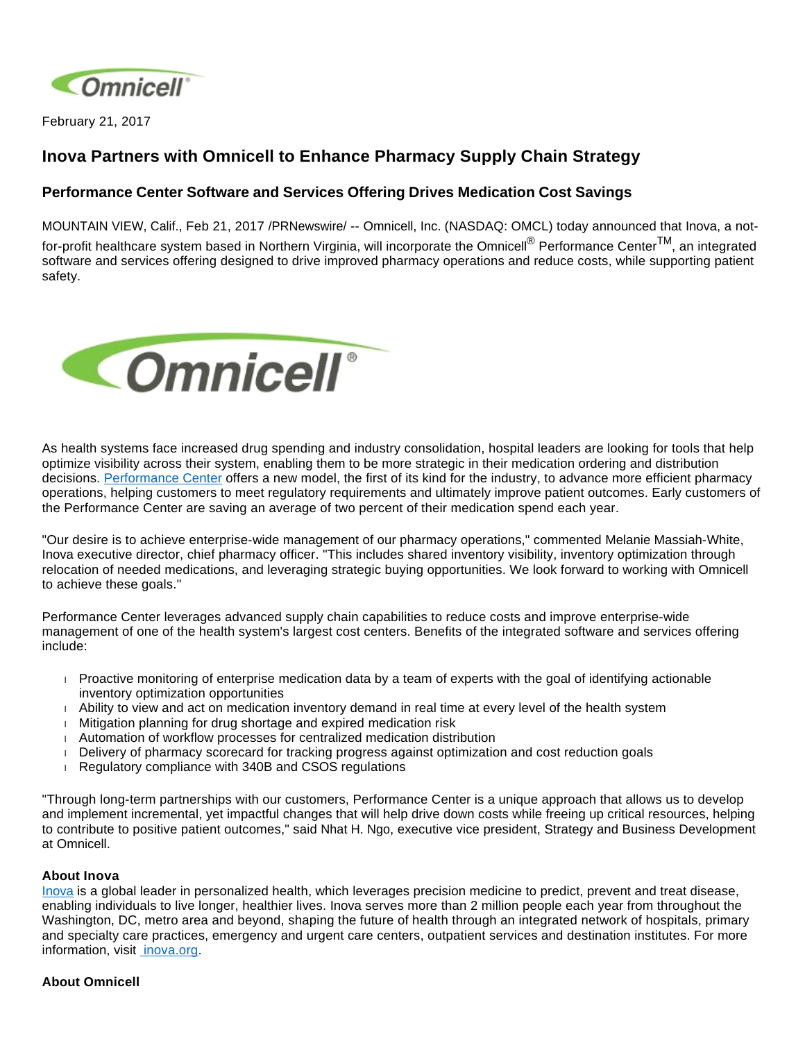February 21, 2017

## Inova Partners with Omnicell to Enhance Pharmacy Supply Chain Strategy

### Performance Center Software and Services Offering Drives Medication Cost Savings

MOUNTAIN VIEW, Calif., Feb 21, 2017 /PRNewswire/ -- Omnicell, Inc. (NASDAQ: OMCL) today announced that Inova, a not-for-profit healthcare system based in Northern Virginia, will incorporate the Omnicell® Performance Center™, an integrated software and services offering designed to drive improved pharmacy operations and reduce costs, while supporting patient safety.

As health systems face increased drug spending and industry consolidation, hospital leaders are looking for tools that help optimize visibility across their system, enabling them to be more strategic in their medication ordering and distribution decisions. Performance Center offers a new model, the first of its kind for the industry, to advance more efficient pharmacy operations, helping customers to meet regulatory requirements and ultimately improve patient outcomes. Early customers of the Performance Center are saving an average of two percent of their medication spend each year.

"Our desire is to achieve enterprise-wide management of our pharmacy operations," commented Melanie Massiah-White, Inova executive director, chief pharmacy officer. "This includes shared inventory visibility, inventory optimization through relocation of needed medications, and leveraging strategic buying opportunities. We look forward to working with Omnicell to achieve these goals."

Performance Center leverages advanced supply chain capabilities to reduce costs and improve enterprise-wide management of one of the health system's largest cost centers. Benefits of the integrated software and services offering include:

- Proactive monitoring of enterprise medication data by a team of experts with the goal of identifying actionable inventory optimization opportunities
- Ability to view and act on medication inventory demand in real time at every level of the health system
- Mitigation planning for drug shortage and expired medication risk
- Automation of workflow processes for centralized medication distribution
- Delivery of pharmacy scorecard for tracking progress against optimization and cost reduction goals
- Regulatory compliance with 340B and CSOS regulations

"Through long-term partnerships with our customers, Performance Center is a unique approach that allows us to develop and implement incremental, yet impactful changes that will help drive down costs while freeing up critical resources, helping to contribute to positive patient outcomes," said Nhat H. Ngo, executive vice president, Strategy and Business Development at Omnicell.

**About Inova**
Inova is a global leader in personalized health, which leverages precision medicine to predict, prevent and treat disease, enabling individuals to live longer, healthier lives. Inova serves more than 2 million people each year from throughout the Washington, DC, metro area and beyond, shaping the future of health through an integrated network of hospitals, primary and specialty care practices, emergency and urgent care centers, outpatient services and destination institutes. For more information, visit inova.org.

**About Omnicell**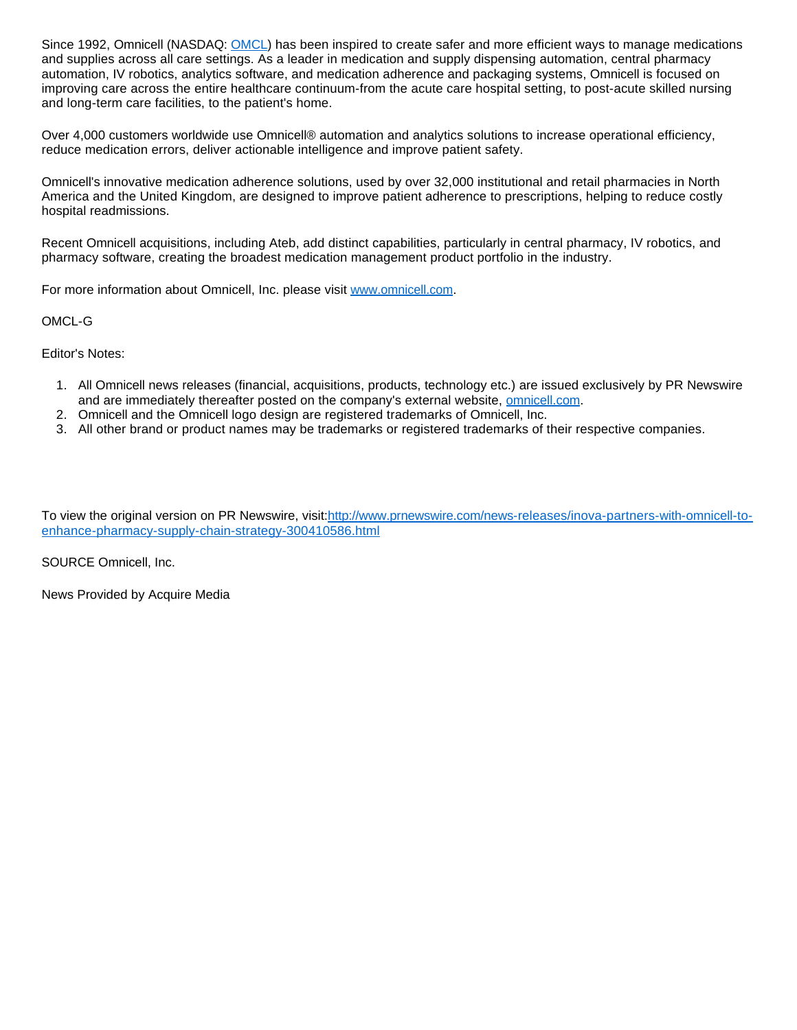Since 1992, Omnicell (NASDAQ: OMCL) has been inspired to create safer and more efficient ways to manage medications and supplies across all care settings. As a leader in medication and supply dispensing automation, central pharmacy automation, IV robotics, analytics software, and medication adherence and packaging systems, Omnicell is focused on improving care across the entire healthcare continuum-from the acute care hospital setting, to post-acute skilled nursing and long-term care facilities, to the patient's home.

Over 4,000 customers worldwide use Omnicell® automation and analytics solutions to increase operational efficiency, reduce medication errors, deliver actionable intelligence and improve patient safety.

Omnicell's innovative medication adherence solutions, used by over 32,000 institutional and retail pharmacies in North America and the United Kingdom, are designed to improve patient adherence to prescriptions, helping to reduce costly hospital readmissions.

Recent Omnicell acquisitions, including Ateb, add distinct capabilities, particularly in central pharmacy, IV robotics, and pharmacy software, creating the broadest medication management product portfolio in the industry.

For more information about Omnicell, Inc. please visit www.omnicell.com.

OMCL-G

Editor's Notes:

1. All Omnicell news releases (financial, acquisitions, products, technology etc.) are issued exclusively by PR Newswire and are immediately thereafter posted on the company's external website, omnicell.com.
2. Omnicell and the Omnicell logo design are registered trademarks of Omnicell, Inc.
3. All other brand or product names may be trademarks or registered trademarks of their respective companies.

To view the original version on PR Newswire, visit:http://www.prnewswire.com/news-releases/inova-partners-with-omnicell-to-enhance-pharmacy-supply-chain-strategy-300410586.html

SOURCE Omnicell, Inc.

News Provided by Acquire Media